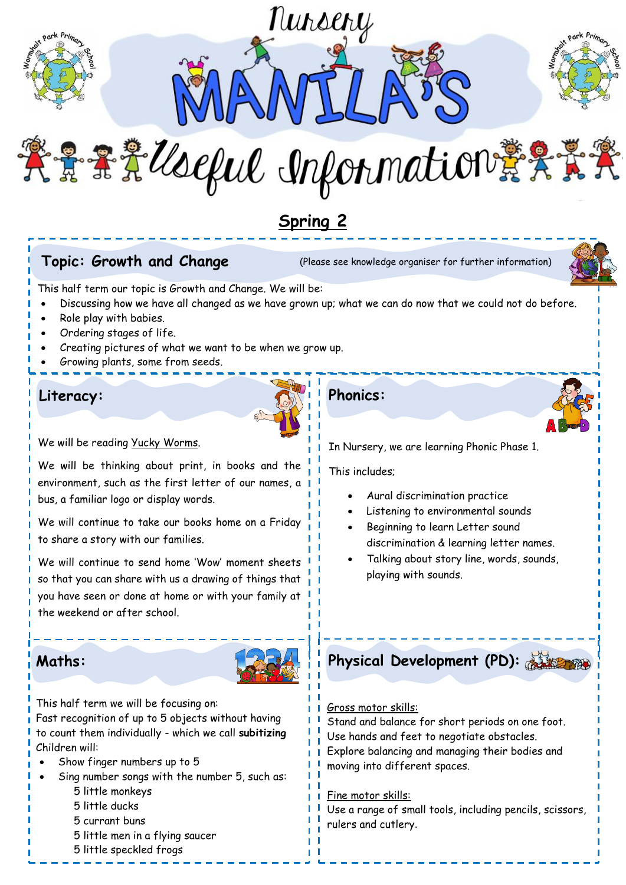# Nursery MANILA'S Useful Information

## Spring 2

## Topic: Growth and Change

(Please see knowledge organiser for further information)

This half term our topic is Growth and Change. We will be:

- Discussing how we have all changed as we have grown up; what we can do now that we could not do before.
- Role play with babies.
- Ordering stages of life.
- Creating pictures of what we want to be when we grow up.
- Growing plants, some from seeds.

## Literacy:

We will be reading Yucky Worms.

We will be thinking about print, in books and the environment, such as the first letter of our names, a bus, a familiar logo or display words.

We will continue to take our books home on a Friday to share a story with our families.

We will continue to send home 'Wow' moment sheets so that you can share with us a drawing of things that you have seen or done at home or with your family at the weekend or after school.

## Phonics:

In Nursery, we are learning Phonic Phase 1.

This includes;

- Aural discrimination practice
- Listening to environmental sounds
- Beginning to learn Letter sound discrimination & learning letter names.
- Talking about story line, words, sounds, playing with sounds.

## Maths:

This half term we will be focusing on:
Fast recognition of up to 5 objects without having to count them individually - which we call **subitizing**
Children will:

- Show finger numbers up to 5
- Sing number songs with the number 5, such as:
  - 5 little monkeys
  - 5 little ducks
  - 5 currant buns
  - 5 little men in a flying saucer
  - 5 little speckled frogs

## Physical Development (PD):

Gross motor skills:
Stand and balance for short periods on one foot.
Use hands and feet to negotiate obstacles.
Explore balancing and managing their bodies and moving into different spaces.

Fine motor skills:
Use a range of small tools, including pencils, scissors, rulers and cutlery.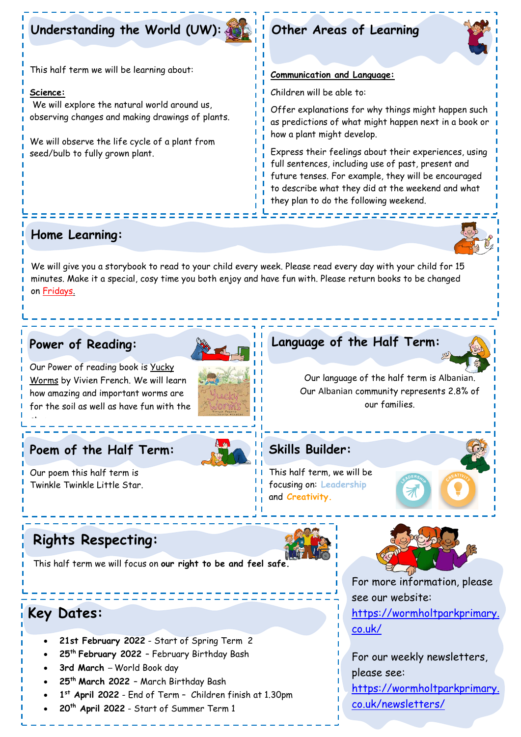## Understanding the World (UW):

This half term we will be learning about:

**Science:**
We will explore the natural world around us, observing changes and making drawings of plants.

We will observe the life cycle of a plant from seed/bulb to fully grown plant.

## Other Areas of Learning

**Communication and Language:**

Children will be able to:

Offer explanations for why things might happen such as predictions of what might happen next in a book or how a plant might develop.

Express their feelings about their experiences, using full sentences, including use of past, present and future tenses. For example, they will be encouraged to describe what they did at the weekend and what they plan to do the following weekend.

## Home Learning:

We will give you a storybook to read to your child every week. Please read every day with your child for 15 minutes. Make it a special, cosy time you both enjoy and have fun with. Please return books to be changed on Fridays.

## Power of Reading:

Our Power of reading book is Yucky Worms by Vivien French. We will learn how amazing and important worms are for the soil as well as have fun with the

## Language of the Half Term:

Our language of the half term is Albanian. Our Albanian community represents 2.8% of our families.

## Poem of the Half Term:

Our poem this half term is Twinkle Twinkle Little Star.

## Skills Builder:

This half term, we will be focusing on: Leadership and Creativity.

## Rights Respecting:

This half term we will focus on **our right to be and feel safe.**

## Key Dates:

- **21st February 2022** - Start of Spring Term 2
- **25th February 2022** – February Birthday Bash
- **3rd March** – World Book day
- **25th March 2022** – March Birthday Bash
- **1st April 2022** - End of Term – Children finish at 1.30pm
- **20th April 2022** - Start of Summer Term 1

For more information, please see our website: https://wormholtparkprimary.co.uk/

For our weekly newsletters, please see: https://wormholtparkprimary.co.uk/newsletters/